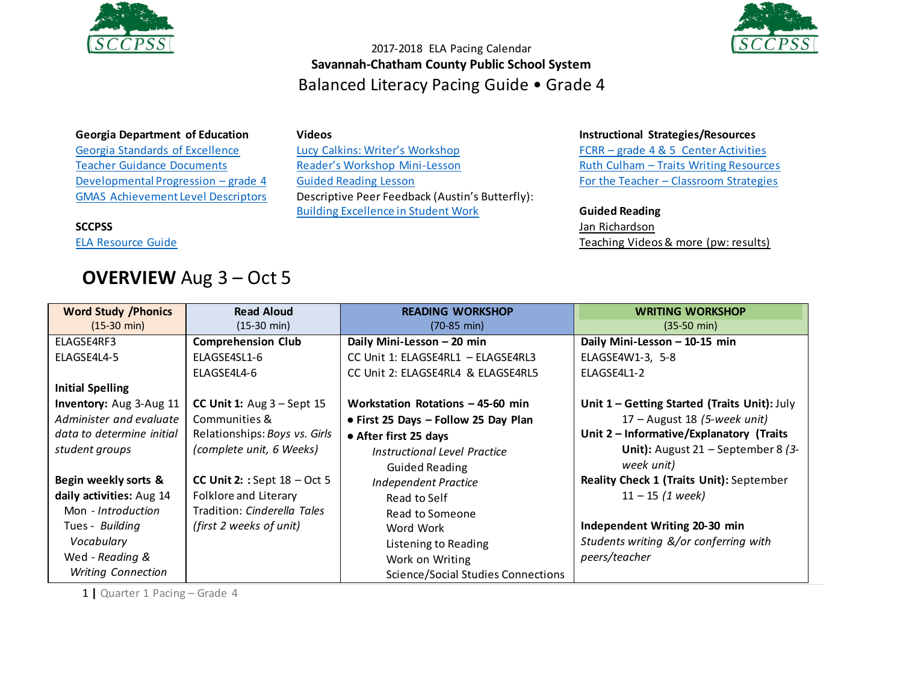2017-2018 ELA Pacing Calendar

**Savannah-Chatham County Public School System**

# Balanced Literacy Pacing Guide • Grade 4

**Georgia Department of Education**
Georgia Standards of Excellence
Teacher Guidance Documents
Developmental Progression – grade 4
GMAS Achievement Level Descriptors

**SCCPSS**
ELA Resource Guide

**Videos**
Lucy Calkins: Writer's Workshop
Reader's Workshop Mini-Lesson
Guided Reading Lesson
Descriptive Peer Feedback (Austin's Butterfly):
Building Excellence in Student Work

**Instructional Strategies/Resources**
FCRR – grade 4 & 5 Center Activities
Ruth Culham – Traits Writing Resources
For the Teacher – Classroom Strategies

**Guided Reading**
Jan Richardson
Teaching Videos & more (pw: results)

## **OVERVIEW** Aug 3 – Oct 5

| **Word Study /Phonics** (15-30 min) | **Read Aloud** (15-30 min) | **READING WORKSHOP** (70-85 min) | **WRITING WORKSHOP** (35-50 min) |
|---|---|---|---|
| ELAGSE4RF3<br>ELAGSE4L4-5<br><br>**Initial Spelling Inventory:** Aug 3-Aug 11<br>*Administer and evaluate data to determine initial student groups*<br><br>**Begin weekly sorts & daily activities:** Aug 14<br>Mon - *Introduction*<br>Tues - *Building Vocabulary*<br>Wed - *Reading & Writing Connection* | **Comprehension Club**<br>ELAGSE4SL1-6<br>ELAGSE4L4-6<br><br>**CC Unit 1:** Aug 3 – Sept 15 Communities & Relationships: *Boys vs. Girls (complete unit, 6 Weeks)*<br><br>**CC Unit 2:** : Sept 18 – Oct 5 Folklore and Literary Tradition: *Cinderella Tales (first 2 weeks of unit)* | **Daily Mini-Lesson – 20 min**<br>CC Unit 1: ELAGSE4RL1 – ELAGSE4RL3<br>CC Unit 2: ELAGSE4RL4 & ELAGSE4RL5<br><br>**Workstation Rotations – 45-60 min**<br>● **First 25 Days – Follow 25 Day Plan**<br>● **After first 25 days**<br>*Instructional Level Practice*<br>Guided Reading<br>*Independent Practice*<br>Read to Self<br>Read to Someone<br>Word Work<br>Listening to Reading<br>Work on Writing<br>Science/Social Studies Connections | **Daily Mini-Lesson – 10-15 min**<br>ELAGSE4W1-3, 5-8<br>ELAGSE4L1-2<br><br>**Unit 1 – Getting Started (Traits Unit):** July 17 – August 18 *(5-week unit)*<br>**Unit 2 – Informative/Explanatory (Traits Unit):** August 21 – September 8 *(3-week unit)*<br>**Reality Check 1 (Traits Unit):** September 11 – 15 *(1 week)*<br><br>**Independent Writing 20-30 min**<br>*Students writing &/or conferring with peers/teacher* |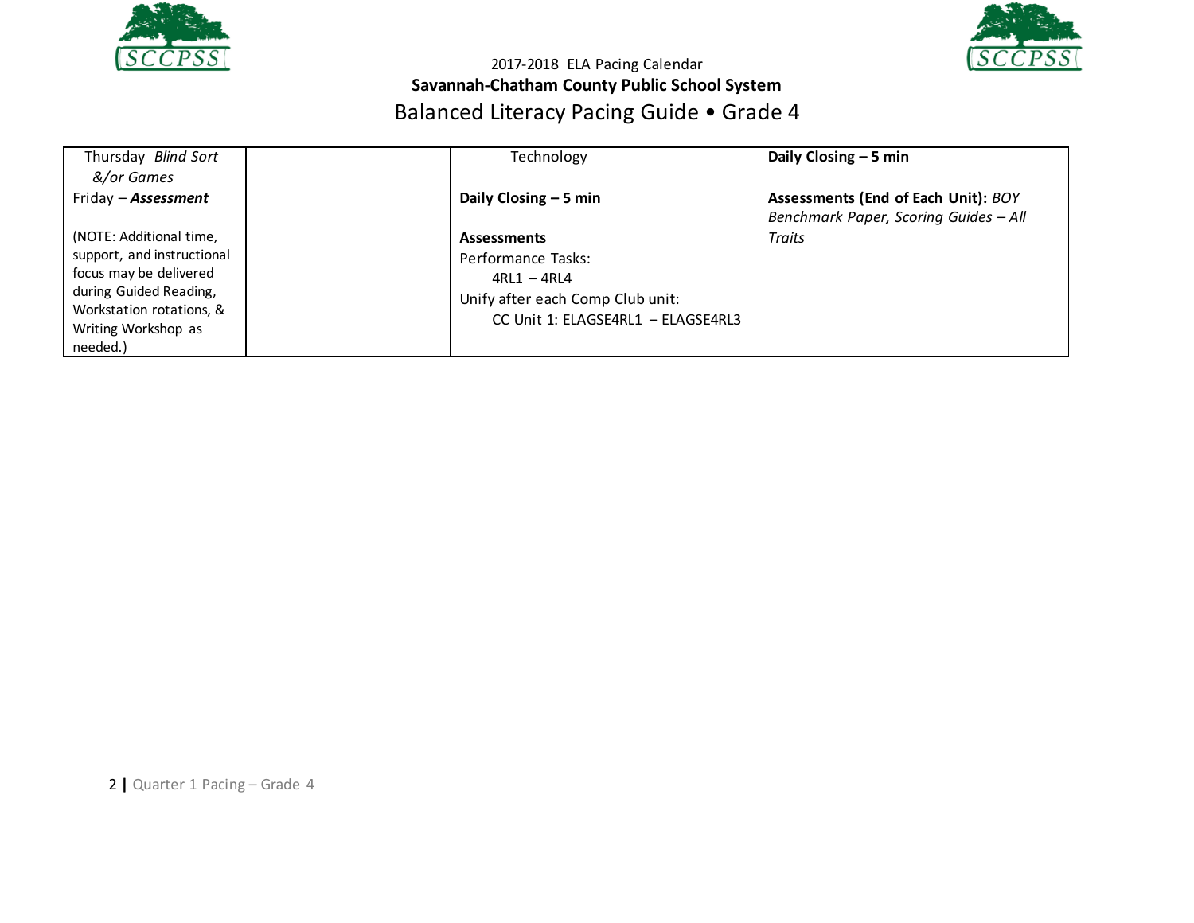2017-2018 ELA Pacing Calendar
**Savannah-Chatham County Public School System**
Balanced Literacy Pacing Guide • Grade 4

| | | | |
|---|---|---|---|
| Thursday *Blind Sort &/or Games*<br>Friday – ***Assessment***<br><br>(NOTE: Additional time, support, and instructional focus may be delivered during Guided Reading, Workstation rotations, & Writing Workshop as needed.) | | Technology<br><br>**Daily Closing – 5 min**<br><br>**Assessments**<br>Performance Tasks:<br>4RL1 – 4RL4<br>Unify after each Comp Club unit:<br>CC Unit 1: ELAGSE4RL1 – ELAGSE4RL3 | **Daily Closing – 5 min**<br><br>**Assessments (End of Each Unit):** *BOY Benchmark Paper, Scoring Guides – All Traits* |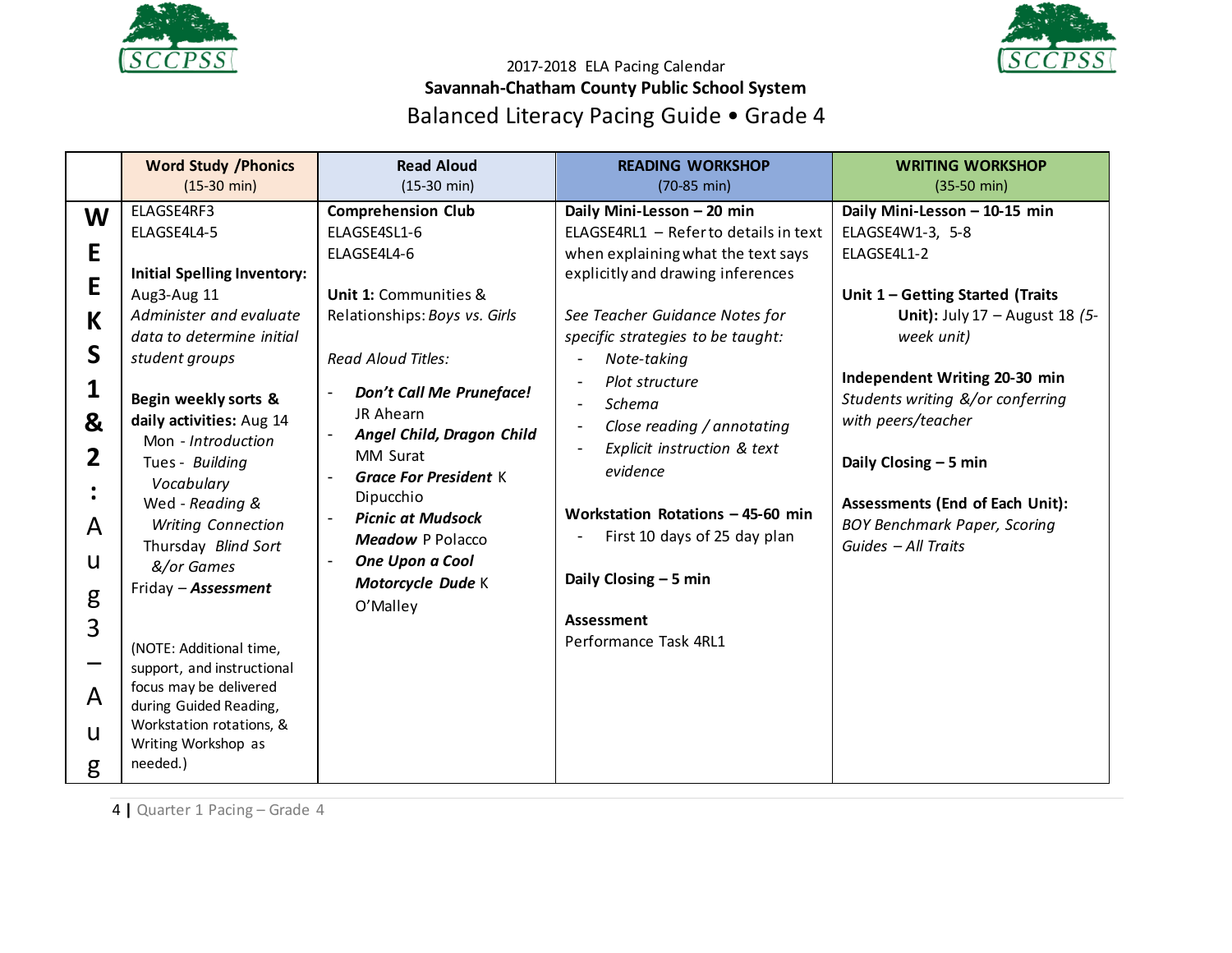2017-2018 ELA Pacing Calendar

**Savannah-Chatham County Public School System**

Balanced Literacy Pacing Guide • Grade 4

| | **Word Study /Phonics** (15-30 min) | **Read Aloud** (15-30 min) | **READING WORKSHOP** (70-85 min) | **WRITING WORKSHOP** (35-50 min) |
|---|---|---|---|---|
| **WEEKS 1 & 2 : Aug 3 – Aug** | ELAGSE4RF3<br>ELAGSE4L4-5<br><br>**Initial Spelling Inventory:** Aug3-Aug 11<br>*Administer and evaluate data to determine initial student groups*<br><br>**Begin weekly sorts & daily activities:** Aug 14<br>Mon - *Introduction*<br>Tues - *Building Vocabulary*<br>Wed - *Reading & Writing Connection*<br>Thursday *Blind Sort &/or Games*<br>Friday – ***Assessment***<br><br>(NOTE: Additional time, support, and instructional focus may be delivered during Guided Reading, Workstation rotations, & Writing Workshop as needed.) | **Comprehension Club**<br>ELAGSE4SL1-6<br>ELAGSE4L4-6<br><br>**Unit 1:** Communities & Relationships: *Boys vs. Girls*<br><br>*Read Aloud Titles:*<br>- ***Don't Call Me Pruneface!*** JR Ahearn<br>- ***Angel Child, Dragon Child*** MM Surat<br>- ***Grace For President*** K Dipucchio<br>- ***Picnic at Mudsock Meadow*** P Polacco<br>- ***One Upon a Cool Motorcycle Dude*** K O'Malley | **Daily Mini-Lesson – 20 min**<br>ELAGSE4RL1 – Refer to details in text when explaining what the text says explicitly and drawing inferences<br><br>*See Teacher Guidance Notes for specific strategies to be taught:*<br>- *Note-taking*<br>- *Plot structure*<br>- *Schema*<br>- *Close reading / annotating*<br>- *Explicit instruction & text evidence*<br><br>**Workstation Rotations – 45-60 min**<br>- First 10 days of 25 day plan<br><br>**Daily Closing – 5 min**<br><br>**Assessment**<br>Performance Task 4RL1 | **Daily Mini-Lesson – 10-15 min**<br>ELAGSE4W1-3, 5-8<br>ELAGSE4L1-2<br><br>**Unit 1 – Getting Started (Traits Unit):** July 17 – August 18 *(5-week unit)*<br><br>**Independent Writing 20-30 min**<br>*Students writing &/or conferring with peers/teacher*<br><br>**Daily Closing – 5 min**<br><br>**Assessments (End of Each Unit):**<br>*BOY Benchmark Paper, Scoring Guides – All Traits* |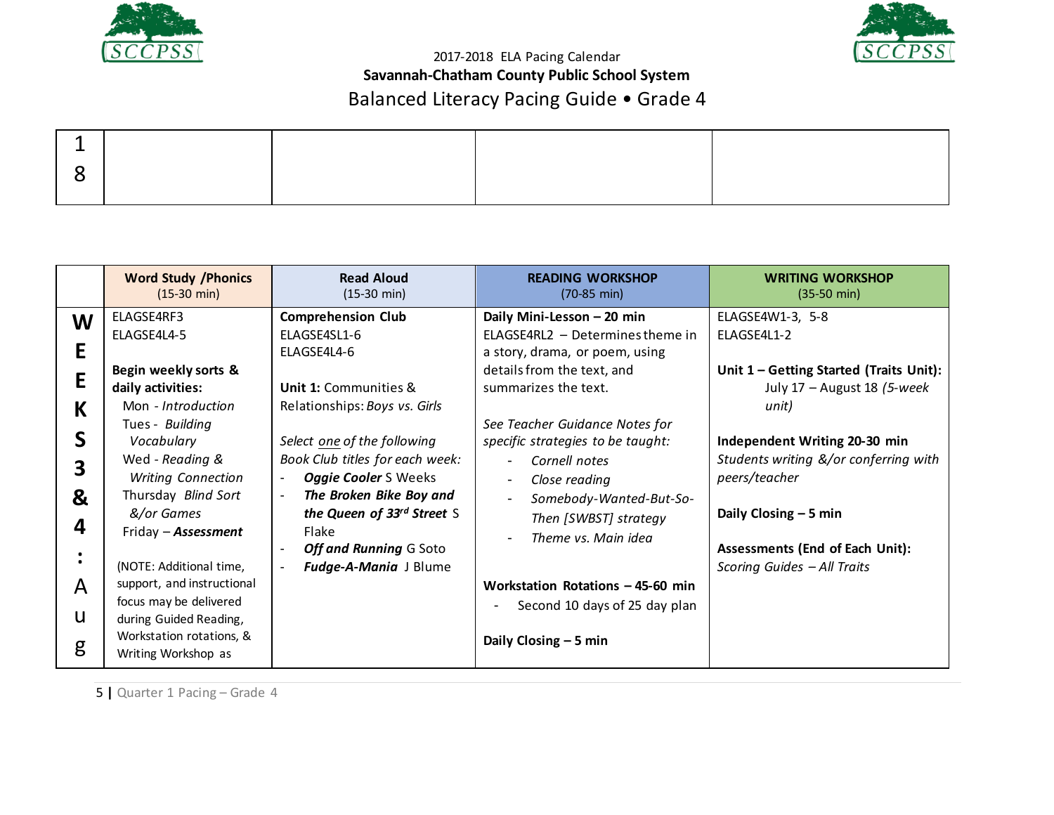2017-2018 ELA Pacing Calendar

**Savannah-Chatham County Public School System**

Balanced Literacy Pacing Guide • Grade 4

| 18 | | | | |
|---|---|---|---|---|

| | Word Study /Phonics (15-30 min) | Read Aloud (15-30 min) | READING WORKSHOP (70-85 min) | WRITING WORKSHOP (35-50 min) |
|---|---|---|---|---|
| **WEEKS 3 & 4 : Aug** | ELAGSE4RF3<br>ELAGSE4L4-5<br><br>**Begin weekly sorts & daily activities:**<br>Mon - *Introduction*<br>Tues - *Building Vocabulary*<br>Wed - *Reading & Writing Connection*<br>Thursday *Blind Sort &/or Games*<br>Friday – ***Assessment***<br><br>(NOTE: Additional time, support, and instructional focus may be delivered during Guided Reading, Workstation rotations, & Writing Workshop as | **Comprehension Club**<br>ELAGSE4SL1-6<br>ELAGSE4L4-6<br><br>**Unit 1:** Communities & Relationships: *Boys vs. Girls*<br><br>*Select one of the following Book Club titles for each week:*<br>- ***Oggie Cooler*** S Weeks<br>- ***The Broken Bike Boy and the Queen of 33rd Street*** S Flake<br>- ***Off and Running*** G Soto<br>- ***Fudge-A-Mania*** J Blume | **Daily Mini-Lesson – 20 min**<br>ELAGSE4RL2 – Determines theme in a story, drama, or poem, using details from the text, and summarizes the text.<br><br>*See Teacher Guidance Notes for specific strategies to be taught:*<br>- *Cornell notes*<br>- *Close reading*<br>- *Somebody-Wanted-But-So-Then [SWBST] strategy*<br>- *Theme vs. Main idea*<br><br>**Workstation Rotations – 45-60 min**<br>- Second 10 days of 25 day plan<br><br>**Daily Closing – 5 min** | ELAGSE4W1-3, 5-8<br>ELAGSE4L1-2<br><br>**Unit 1 – Getting Started (Traits Unit):** July 17 – August 18 *(5-week unit)*<br><br>**Independent Writing 20-30 min**<br>*Students writing &/or conferring with peers/teacher*<br><br>**Daily Closing – 5 min**<br><br>**Assessments (End of Each Unit):**<br>*Scoring Guides – All Traits* |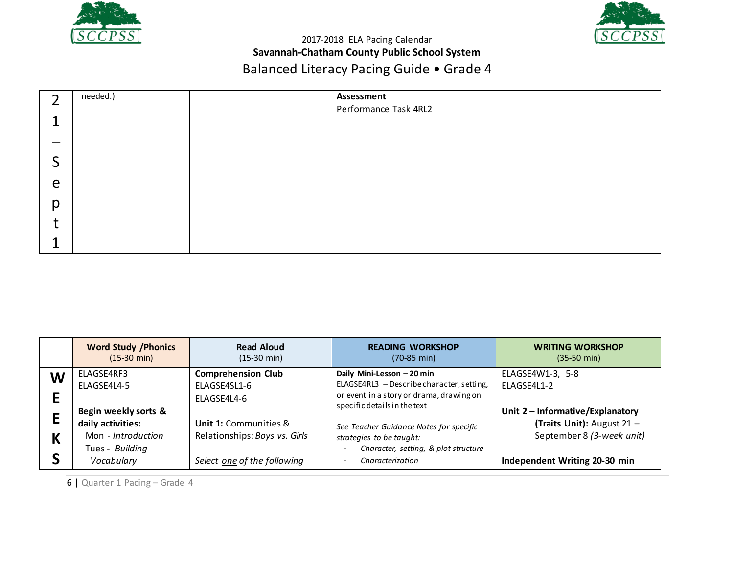# 2017-2018 ELA Pacing Calendar

## Savannah-Chatham County Public School System

## Balanced Literacy Pacing Guide • Grade 4

| | | | | |
|---|---|---|---|---|
| 21 – Sept 1 | needed.) | | **Assessment**<br>Performance Task 4RL2 | |

| | Word Study /Phonics (15-30 min) | Read Aloud (15-30 min) | READING WORKSHOP (70-85 min) | WRITING WORKSHOP (35-50 min) |
|---|---|---|---|---|
| WEEKS | ELAGSE4RF3<br>ELAGSE4L4-5<br><br>**Begin weekly sorts & daily activities:**<br>Mon - *Introduction*<br>Tues - *Building Vocabulary* | **Comprehension Club**<br>ELAGSE4SL1-6<br>ELAGSE4L4-6<br><br>**Unit 1:** Communities & Relationships: *Boys vs. Girls*<br><br>*Select one of the following* | **Daily Mini-Lesson – 20 min**<br>ELAGSE4RL3 – Describe character, setting, or event in a story or drama, drawing on specific details in the text<br><br>*See Teacher Guidance Notes for specific strategies to be taught:*<br>- *Character, setting, & plot structure*<br>- *Characterization* | ELAGSE4W1-3, 5-8<br>ELAGSE4L1-2<br><br>**Unit 2 – Informative/Explanatory (Traits Unit):** August 21 – September 8 *(3-week unit)*<br><br>**Independent Writing 20-30 min** |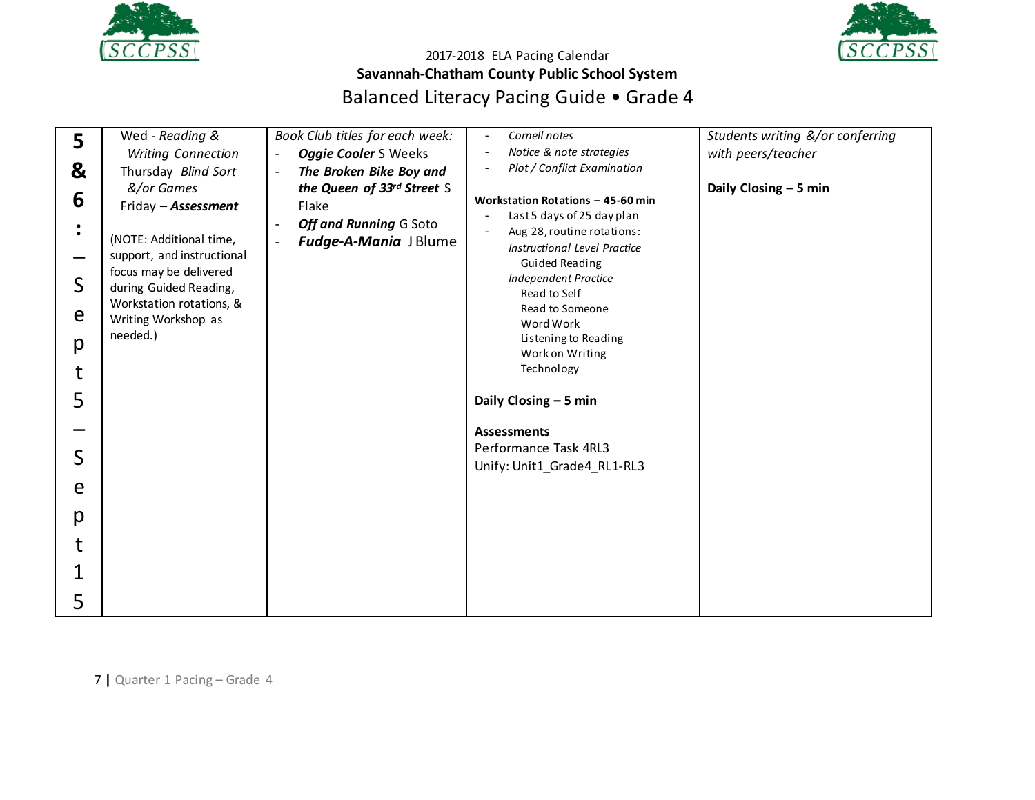2017-2018 ELA Pacing Calendar
**Savannah-Chatham County Public School System**
Balanced Literacy Pacing Guide • Grade 4

| | | | | |
|---|---|---|---|---|
| **5 & 6: – Sept 5 – Sept 15** | Wed - *Reading & Writing Connection*<br>Thursday *Blind Sort &/or Games*<br>Friday – ***Assessment***<br><br>(NOTE: Additional time, support, and instructional focus may be delivered during Guided Reading, Workstation rotations, & Writing Workshop as needed.) | *Book Club titles for each week:*<br>- ***Oggie Cooler*** S Weeks<br>- ***The Broken Bike Boy and the Queen of 33rd Street*** S Flake<br>- ***Off and Running*** G Soto<br>- ***Fudge-A-Mania*** J Blume | - *Cornell notes*<br>- *Notice & note strategies*<br>- *Plot / Conflict Examination*<br><br>**Workstation Rotations – 45-60 min**<br>- Last 5 days of 25 day plan<br>- Aug 28, routine rotations:<br>*Instructional Level Practice*<br>Guided Reading<br>*Independent Practice*<br>Read to Self<br>Read to Someone<br>Word Work<br>Listening to Reading<br>Work on Writing<br>Technology<br><br>**Daily Closing – 5 min**<br><br>**Assessments**<br>Performance Task 4RL3<br>Unify: Unit1_Grade4_RL1-RL3 | *Students writing &/or conferring with peers/teacher*<br><br>**Daily Closing – 5 min** |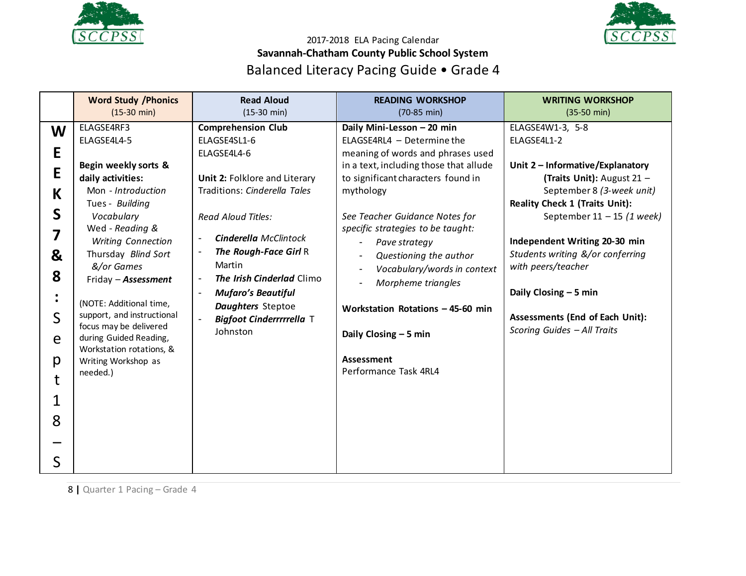2017-2018 ELA Pacing Calendar

**Savannah-Chatham County Public School System**

# Balanced Literacy Pacing Guide • Grade 4

| | **Word Study /Phonics** (15-30 min) | **Read Aloud** (15-30 min) | **READING WORKSHOP** (70-85 min) | **WRITING WORKSHOP** (35-50 min) |
|---|---|---|---|---|
| **WEEKS 7 & 8: Sept 18 – S** | ELAGSE4RF3<br>ELAGSE4L4-5<br><br>**Begin weekly sorts & daily activities:**<br>Mon - *Introduction*<br>Tues - *Building Vocabulary*<br>Wed - *Reading & Writing Connection*<br>Thursday *Blind Sort &/or Games*<br>Friday – ***Assessment***<br><br>(NOTE: Additional time, support, and instructional focus may be delivered during Guided Reading, Workstation rotations, & Writing Workshop as needed.) | **Comprehension Club**<br>ELAGSE4SL1-6<br>ELAGSE4L4-6<br><br>**Unit 2:** Folklore and Literary Traditions: *Cinderella Tales*<br><br>*Read Aloud Titles:*<br>- ***Cinderella*** *McClintock*<br>- ***The Rough-Face Girl*** R Martin<br>- ***The Irish Cinderlad*** Climo<br>- ***Mufaro's Beautiful Daughters*** Steptoe<br>- ***Bigfoot Cinderrrrrella*** T Johnston | **Daily Mini-Lesson – 20 min**<br>ELAGSE4RL4 – Determine the meaning of words and phrases used in a text, including those that allude to significant characters found in mythology<br><br>*See Teacher Guidance Notes for specific strategies to be taught:*<br>- *Pave strategy*<br>- *Questioning the author*<br>- *Vocabulary/words in context*<br>- *Morpheme triangles*<br><br>**Workstation Rotations – 45-60 min**<br><br>**Daily Closing – 5 min**<br><br>**Assessment**<br>Performance Task 4RL4 | ELAGSE4W1-3, 5-8<br>ELAGSE4L1-2<br><br>**Unit 2 – Informative/Explanatory (Traits Unit):** August 21 – September 8 *(3-week unit)*<br>**Reality Check 1 (Traits Unit):** September 11 – 15 *(1 week)*<br><br>**Independent Writing 20-30 min**<br>*Students writing &/or conferring with peers/teacher*<br><br>**Daily Closing – 5 min**<br><br>**Assessments (End of Each Unit):**<br>*Scoring Guides – All Traits* |

Quarter 1 Pacing – Grade 4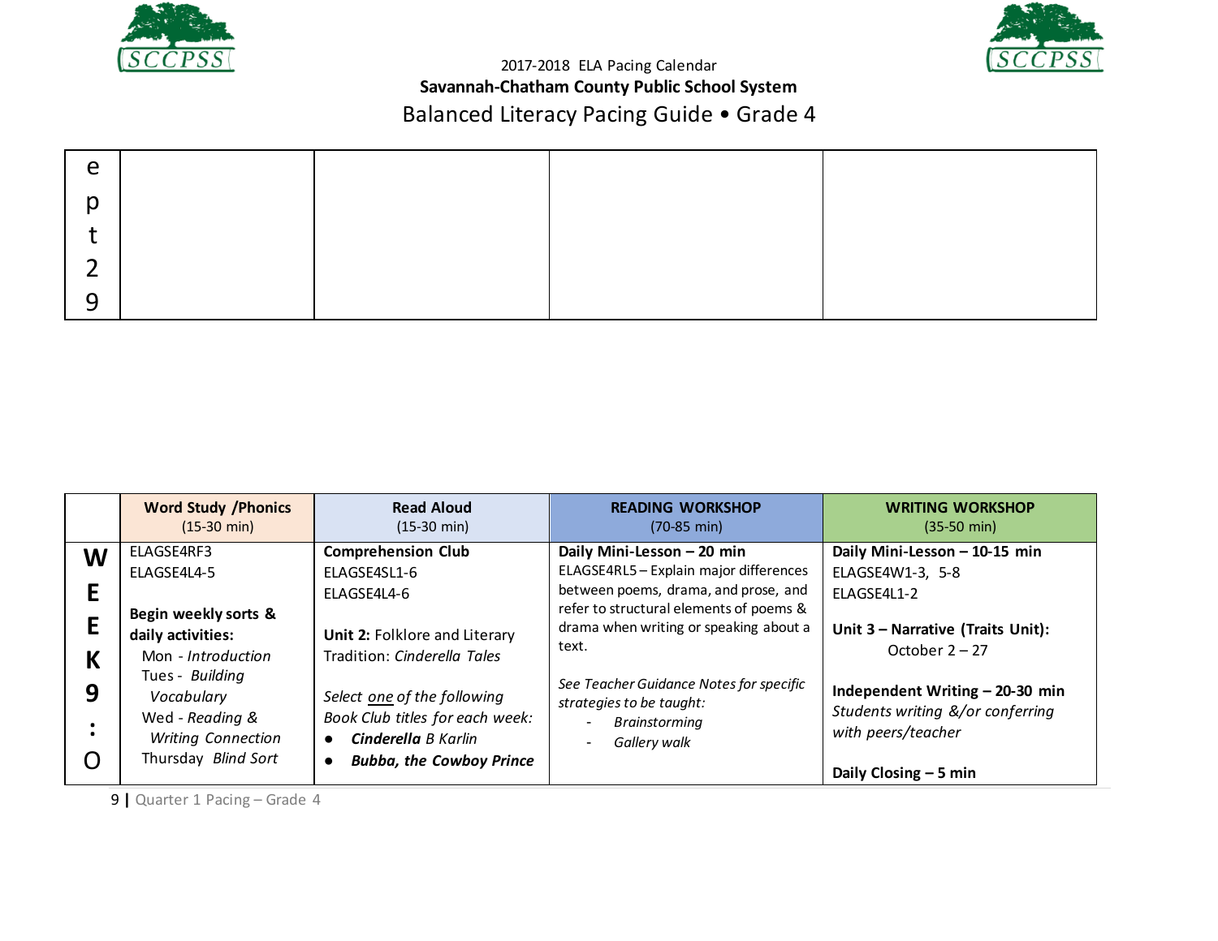2017-2018 ELA Pacing Calendar

**Savannah-Chatham County Public School System**

Balanced Literacy Pacing Guide • Grade 4

| e p t 2 9 | | | | |
|---|---|---|---|---|

| | **Word Study /Phonics** (15-30 min) | **Read Aloud** (15-30 min) | **READING WORKSHOP** (70-85 min) | **WRITING WORKSHOP** (35-50 min) |
|---|---|---|---|---|
| **WEEK 9: O** | ELAGSE4RF3<br>ELAGSE4L4-5<br><br>**Begin weekly sorts & daily activities:**<br>Mon - *Introduction*<br>Tues - *Building Vocabulary*<br>Wed - *Reading & Writing Connection*<br>Thursday *Blind Sort* | **Comprehension Club**<br>ELAGSE4SL1-6<br>ELAGSE4L4-6<br><br>**Unit 2:** Folklore and Literary Tradition: *Cinderella Tales*<br><br>*Select one of the following Book Club titles for each week:*<br>• ***Cinderella*** *B Karlin*<br>• ***Bubba, the Cowboy Prince*** | **Daily Mini-Lesson – 20 min**<br>ELAGSE4RL5 – Explain major differences between poems, drama, and prose, and refer to structural elements of poems & drama when writing or speaking about a text.<br><br>*See Teacher Guidance Notes for specific strategies to be taught:*<br>- *Brainstorming*<br>- *Gallery walk* | **Daily Mini-Lesson – 10-15 min**<br>ELAGSE4W1-3, 5-8<br>ELAGSE4L1-2<br><br>**Unit 3 – Narrative (Traits Unit):** October 2 – 27<br><br>**Independent Writing – 20-30 min**<br>*Students writing &/or conferring with peers/teacher*<br><br>**Daily Closing – 5 min** |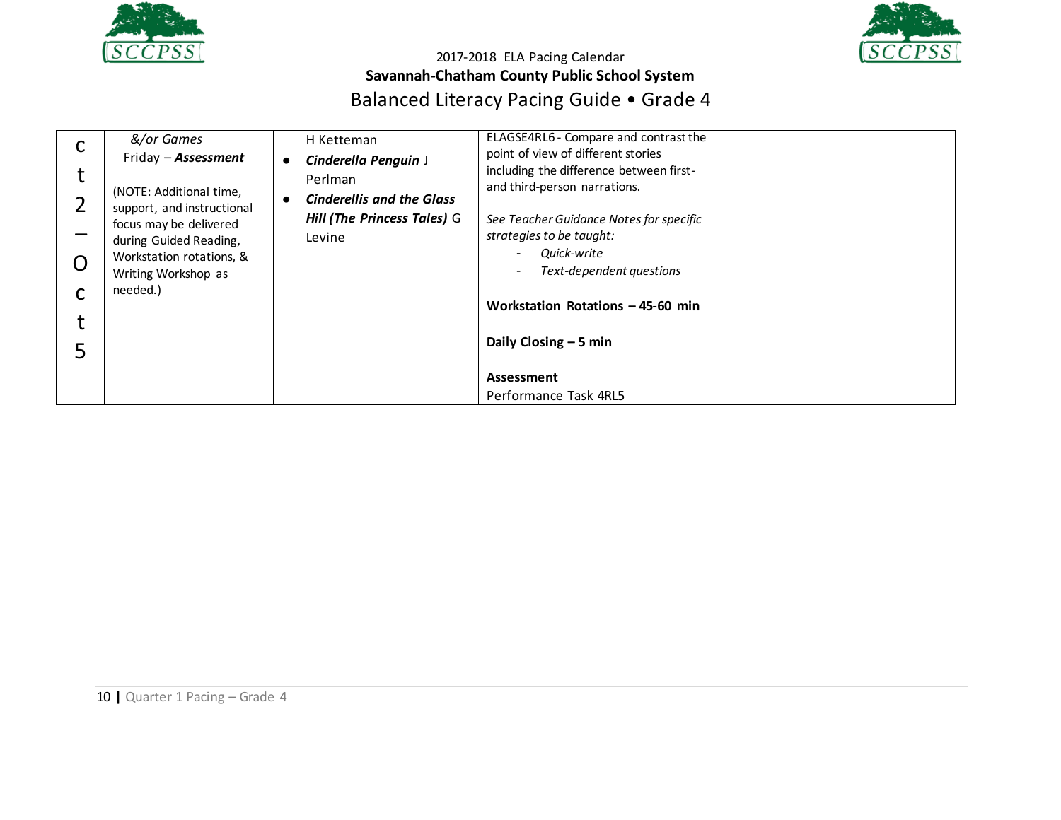| ct 2 – Oct 5 | *&/or Games*<br>Friday – ***Assessment***<br><br>(NOTE: Additional time, support, and instructional focus may be delivered during Guided Reading, Workstation rotations, & Writing Workshop as needed.) | H Ketteman<br>• ***Cinderella Penguin*** J Perlman<br>• ***Cinderellis and the Glass Hill (The Princess Tales)*** G Levine | ELAGSE4RL6 - Compare and contrast the point of view of different stories including the difference between first- and third-person narrations.<br><br>*See Teacher Guidance Notes for specific strategies to be taught:*<br>- *Quick-write*<br>- *Text-dependent questions*<br><br>**Workstation Rotations – 45-60 min**<br><br>**Daily Closing – 5 min**<br><br>**Assessment**<br>Performance Task 4RL5 | |
|---|---|---|---|---|